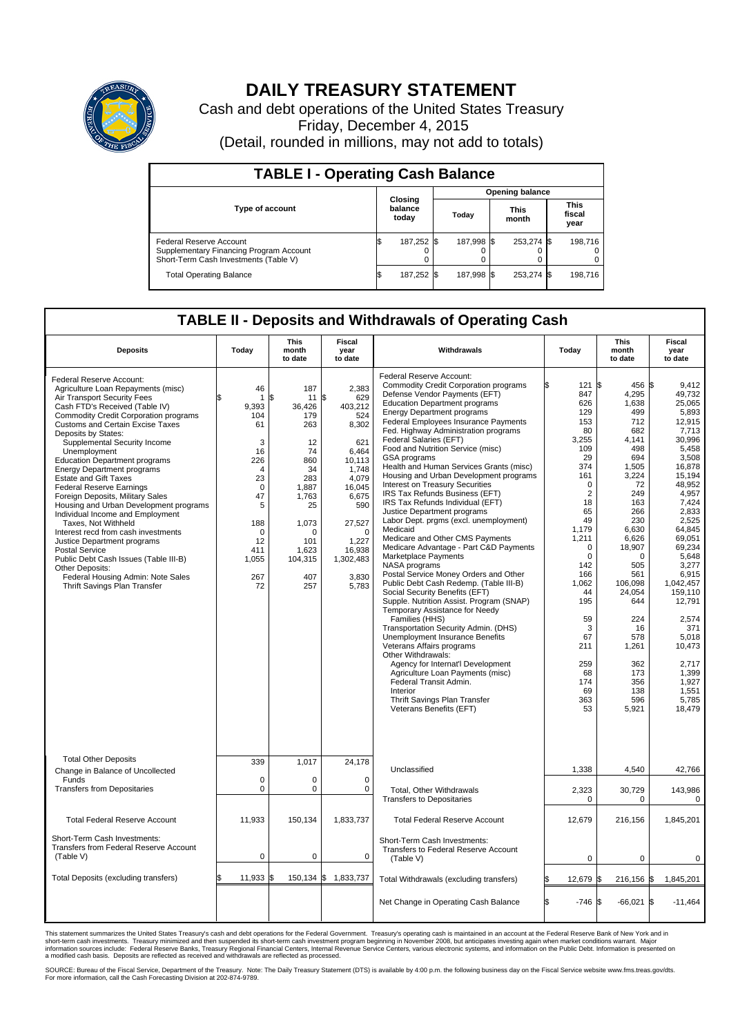# DAILY TREASURY STATEMENT

Cash and debt operations of the United States Treasury

Friday, December 4, 2015

(Detail, rounded in millions, may not add to totals)

## TABLE I - Operating Cash Balance

| Type of account | Closing balance today | Opening balance Today | Opening balance This month | Opening balance This fiscal year |
|---|---|---|---|---|
| Federal Reserve Account | $ 187,252 | $ 187,998 | $ 253,274 | $ 198,716 |
| Supplementary Financing Program Account | 0 | 0 | 0 | 0 |
| Short-Term Cash Investments (Table V) | 0 | 0 | 0 | 0 |
| Total Operating Balance | $ 187,252 | $ 187,998 | $ 253,274 | $ 198,716 |

## TABLE II - Deposits and Withdrawals of Operating Cash

| Deposits | Today | This month to date | Fiscal year to date |
|---|---|---|---|
| Federal Reserve Account: | | | |
| Agriculture Loan Repayments (misc) | $ 46 | 187 | 2,383 |
| Air Transport Security Fees | 1 | $ 11 | $ 629 |
| Cash FTD's Received (Table IV) | 9,393 | 36,426 | 403,212 |
| Commodity Credit Corporation programs | 104 | 179 | 524 |
| Customs and Certain Excise Taxes | 61 | 263 | 8,302 |
| Deposits by States: | | | |
| Supplemental Security Income | 3 | 12 | 621 |
| Unemployment | 16 | 74 | 6,464 |
| Education Department programs | 226 | 860 | 10,113 |
| Energy Department programs | 4 | 34 | 1,748 |
| Estate and Gift Taxes | 23 | 283 | 4,079 |
| Federal Reserve Earnings | 0 | 1,887 | 16,045 |
| Foreign Deposits, Military Sales | 47 | 1,763 | 6,675 |
| Housing and Urban Development programs | 5 | 25 | 590 |
| Individual Income and Employment Taxes, Not Withheld | 188 | 1,073 | 27,527 |
| Interest recd from cash investments | 0 | 0 | 0 |
| Justice Department programs | 12 | 101 | 1,227 |
| Postal Service | 411 | 1,623 | 16,938 |
| Public Debt Cash Issues (Table III-B) | 1,055 | 104,315 | 1,302,483 |
| Other Deposits: | | | |
| Federal Housing Admin: Note Sales | 267 | 407 | 3,830 |
| Thrift Savings Plan Transfer | 72 | 257 | 5,783 |
| Total Other Deposits | 339 | 1,017 | 24,178 |
| Change in Balance of Uncollected Funds | 0 | 0 | 0 |
| Transfers from Depositaries | 0 | 0 | 0 |
| Total Federal Reserve Account | 11,933 | 150,134 | 1,833,737 |
| Short-Term Cash Investments: Transfers from Federal Reserve Account (Table V) | 0 | 0 | 0 |
| Total Deposits (excluding transfers) | $ 11,933 | $ 150,134 | $ 1,833,737 |

| Withdrawals | Today | This month to date | Fiscal year to date |
|---|---|---|---|
| Federal Reserve Account: | | | |
| Commodity Credit Corporation programs | $ 121 | $ 456 | $ 9,412 |
| Defense Vendor Payments (EFT) | 847 | 4,295 | 49,732 |
| Education Department programs | 626 | 1,638 | 25,065 |
| Energy Department programs | 129 | 499 | 5,893 |
| Federal Employees Insurance Payments | 153 | 712 | 12,915 |
| Fed. Highway Administration programs | 80 | 682 | 7,713 |
| Federal Salaries (EFT) | 3,255 | 4,141 | 30,996 |
| Food and Nutrition Service (misc) | 109 | 498 | 5,458 |
| GSA programs | 29 | 694 | 3,508 |
| Health and Human Services Grants (misc) | 374 | 1,505 | 16,878 |
| Housing and Urban Development programs | 161 | 3,224 | 15,194 |
| Interest on Treasury Securities | 0 | 72 | 48,952 |
| IRS Tax Refunds Business (EFT) | 2 | 249 | 4,957 |
| IRS Tax Refunds Individual (EFT) | 18 | 163 | 7,424 |
| Justice Department programs | 65 | 266 | 2,833 |
| Labor Dept. prgms (excl. unemployment) | 49 | 230 | 2,525 |
| Medicaid | 1,179 | 6,630 | 64,845 |
| Medicare and Other CMS Payments | 1,211 | 6,626 | 69,051 |
| Medicare Advantage - Part C&D Payments | 0 | 18,907 | 69,234 |
| Marketplace Payments | 0 | 0 | 5,648 |
| NASA programs | 142 | 505 | 3,277 |
| Postal Service Money Orders and Other | 166 | 561 | 6,915 |
| Public Debt Cash Redemp. (Table III-B) | 1,062 | 106,098 | 1,042,457 |
| Social Security Benefits (EFT) | 44 | 24,054 | 159,110 |
| Supple. Nutrition Assist. Program (SNAP) | 195 | 644 | 12,791 |
| Temporary Assistance for Needy Families (HHS) | 59 | 224 | 2,574 |
| Transportation Security Admin. (DHS) | 3 | 16 | 371 |
| Unemployment Insurance Benefits | 67 | 578 | 5,018 |
| Veterans Affairs programs | 211 | 1,261 | 10,473 |
| Other Withdrawals: | | | |
| Agency for Internat'l Development | 259 | 362 | 2,717 |
| Agriculture Loan Payments (misc) | 68 | 173 | 1,399 |
| Federal Transit Admin. | 174 | 356 | 1,927 |
| Interior | 69 | 138 | 1,551 |
| Thrift Savings Plan Transfer | 363 | 596 | 5,785 |
| Veterans Benefits (EFT) | 53 | 5,921 | 18,479 |
| Unclassified | 1,338 | 4,540 | 42,766 |
| Total, Other Withdrawals | 2,323 | 30,729 | 143,986 |
| Transfers to Depositaries | 0 | 0 | 0 |
| Total Federal Reserve Account | 12,679 | 216,156 | 1,845,201 |
| Short-Term Cash Investments: Transfers to Federal Reserve Account (Table V) | 0 | 0 | 0 |
| Total Withdrawals (excluding transfers) | $ 12,679 | $ 216,156 | $ 1,845,201 |
| Net Change in Operating Cash Balance | $ -746 | $ -66,021 | $ -11,464 |

This statement summarizes the United States Treasury's cash and debt operations for the Federal Government. Treasury's operating cash is maintained in an account at the Federal Reserve Bank of New York and in short-term cash investments. Treasury minimized and then suspended its short-term cash investment program beginning in November 2008, but anticipates investing again when market conditions warrant. Major information sources include: Federal Reserve Banks, Treasury Regional Financial Centers, Internal Revenue Service Centers, various electronic systems, and information on the Public Debt. Information is presented on a modified cash basis. Deposits are reflected as received and withdrawals are reflected as processed.

SOURCE: Bureau of the Fiscal Service, Department of the Treasury. Note: The Daily Treasury Statement (DTS) is available by 4:00 p.m. the following business day on the Fiscal Service website www.fms.treas.gov/dts. For more information, call the Cash Forecasting Division at 202-874-9789.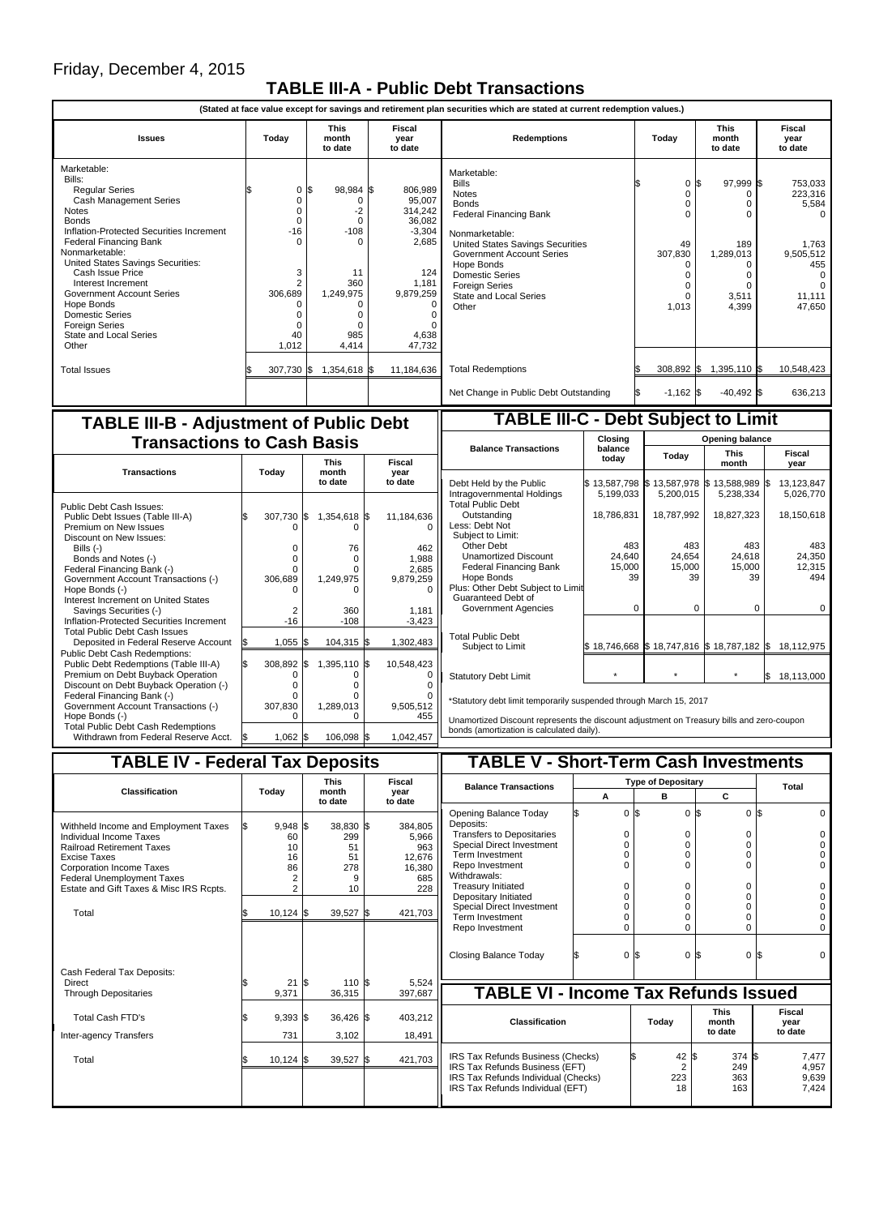Friday, December 4, 2015

# TABLE III-A - Public Debt Transactions

(Stated at face value except for savings and retirement plan securities which are stated at current redemption values.)

| Issues | Today | This month to date | Fiscal year to date |
|---|---|---|---|
| Marketable: | | | |
| Bills: | | | |
| Regular Series | $ 0 | $ 98,984 | $ 806,989 |
| Cash Management Series | 0 | 0 | 95,007 |
| Notes | 0 | -2 | 314,242 |
| Bonds | 0 | 0 | 36,082 |
| Inflation-Protected Securities Increment | -16 | -108 | -3,304 |
| Federal Financing Bank | 0 | 0 | 2,685 |
| Nonmarketable: | | | |
| United States Savings Securities: | | | |
| Cash Issue Price | 3 | 11 | 124 |
| Interest Increment | 2 | 360 | 1,181 |
| Government Account Series | 306,689 | 1,249,975 | 9,879,259 |
| Hope Bonds | 0 | 0 | 0 |
| Domestic Series | 0 | 0 | 0 |
| Foreign Series | 0 | 0 | 0 |
| State and Local Series | 40 | 985 | 4,638 |
| Other | 1,012 | 4,414 | 47,732 |
| Total Issues | $ 307,730 | $ 1,354,618 | $ 11,184,636 |

| Redemptions | Today | This month to date | Fiscal year to date |
|---|---|---|---|
| Marketable: | | | |
| Bills | $ 0 | $ 97,999 | $ 753,033 |
| Notes | 0 | 0 | 223,316 |
| Bonds | 0 | 0 | 5,584 |
| Federal Financing Bank | 0 | 0 | 0 |
| Nonmarketable: | | | |
| United States Savings Securities | 49 | 189 | 1,763 |
| Government Account Series | 307,830 | 1,289,013 | 9,505,512 |
| Hope Bonds | 0 | 0 | 455 |
| Domestic Series | 0 | 0 | 0 |
| Foreign Series | 0 | 0 | 0 |
| State and Local Series | 0 | 3,511 | 11,111 |
| Other | 1,013 | 4,399 | 47,650 |
| Total Redemptions | $ 308,892 | $ 1,395,110 | $ 10,548,423 |
| Net Change in Public Debt Outstanding | $ -1,162 | $ -40,492 | $ 636,213 |

# TABLE III-B - Adjustment of Public Debt Transactions to Cash Basis

| Transactions | Today | This month to date | Fiscal year to date |
|---|---|---|---|
| Public Debt Cash Issues: | | | |
| Public Debt Issues (Table III-A) | $ 307,730 | $ 1,354,618 | $ 11,184,636 |
| Premium on New Issues | 0 | 0 | 0 |
| Discount on New Issues: | | | |
| Bills (-) | 0 | 76 | 462 |
| Bonds and Notes (-) | 0 | 0 | 1,988 |
| Federal Financing Bank (-) | 0 | 0 | 2,685 |
| Government Account Transactions (-) | 306,689 | 1,249,975 | 9,879,259 |
| Hope Bonds (-) | 0 | 0 | 0 |
| Interest Increment on United States Savings Securities (-) | 2 | 360 | 1,181 |
| Inflation-Protected Securities Increment | -16 | -108 | -3,423 |
| Total Public Debt Cash Issues Deposited in Federal Reserve Account | $ 1,055 | $ 104,315 | $ 1,302,483 |
| Public Debt Cash Redemptions: | | | |
| Public Debt Redemptions (Table III-A) | $ 308,892 | $ 1,395,110 | $ 10,548,423 |
| Premium on Debt Buyback Operation | 0 | 0 | 0 |
| Discount on Debt Buyback Operation (-) | 0 | 0 | 0 |
| Federal Financing Bank (-) | 0 | 0 | 0 |
| Government Account Transactions (-) | 307,830 | 1,289,013 | 9,505,512 |
| Hope Bonds (-) | 0 | 0 | 455 |
| Total Public Debt Cash Redemptions Withdrawn from Federal Reserve Acct. | $ 1,062 | $ 106,098 | $ 1,042,457 |

# TABLE III-C - Debt Subject to Limit

| Balance Transactions | Closing balance today | Opening balance Today | This month | Fiscal year |
|---|---|---|---|---|
| Debt Held by the Public | $ 13,587,798 | $ 13,587,978 | $ 13,588,989 | $ 13,123,847 |
| Intragovernmental Holdings | 5,199,033 | 5,200,015 | 5,238,334 | 5,026,770 |
| Total Public Debt Outstanding | 18,786,831 | 18,787,992 | 18,827,323 | 18,150,618 |
| Less: Debt Not Subject to Limit: | | | | |
| Other Debt | 483 | 483 | 483 | 483 |
| Unamortized Discount | 24,640 | 24,654 | 24,618 | 24,350 |
| Federal Financing Bank | 15,000 | 15,000 | 15,000 | 12,315 |
| Hope Bonds | 39 | 39 | 39 | 494 |
| Plus: Other Debt Subject to Limit | | | | |
| Guaranteed Debt of Government Agencies | 0 | 0 | 0 | 0 |
| Total Public Debt Subject to Limit | $ 18,746,668 | $ 18,747,816 | $ 18,787,182 | $ 18,112,975 |
| Statutory Debt Limit | * | * | * | $ 18,113,000 |

*Statutory debt limit temporarily suspended through March 15, 2017

Unamortized Discount represents the discount adjustment on Treasury bills and zero-coupon bonds (amortization is calculated daily).

# TABLE IV - Federal Tax Deposits

| Classification | Today | This month to date | Fiscal year to date |
|---|---|---|---|
| Withheld Income and Employment Taxes | $ 9,948 | $ 38,830 | $ 384,805 |
| Individual Income Taxes | 60 | 299 | 5,966 |
| Railroad Retirement Taxes | 10 | 51 | 963 |
| Excise Taxes | 16 | 51 | 12,676 |
| Corporation Income Taxes | 86 | 278 | 16,380 |
| Federal Unemployment Taxes | 2 | 9 | 685 |
| Estate and Gift Taxes & Misc IRS Rcpts. | 2 | 10 | 228 |
| Total | $ 10,124 | $ 39,527 | $ 421,703 |
| Cash Federal Tax Deposits: | | | |
| Direct | $ 21 | $ 110 | $ 5,524 |
| Through Depositaries | 9,371 | 36,315 | 397,687 |
| Total Cash FTD's | $ 9,393 | $ 36,426 | $ 403,212 |
| Inter-agency Transfers | 731 | 3,102 | 18,491 |
| Total | $ 10,124 | $ 39,527 | $ 421,703 |

# TABLE V - Short-Term Cash Investments

| Balance Transactions | Type of Depositary A | B | C | Total |
|---|---|---|---|---|
| Opening Balance Today | $ 0 | $ 0 | $ 0 | $ 0 |
| Deposits: | | | | |
| Transfers to Depositaries | 0 | 0 | 0 | 0 |
| Special Direct Investment | 0 | 0 | 0 | 0 |
| Term Investment | 0 | 0 | 0 | 0 |
| Repo Investment | 0 | 0 | 0 | 0 |
| Withdrawals: | | | | |
| Treasury Initiated | 0 | 0 | 0 | 0 |
| Depositary Initiated | 0 | 0 | 0 | 0 |
| Special Direct Investment | 0 | 0 | 0 | 0 |
| Term Investment | 0 | 0 | 0 | 0 |
| Repo Investment | 0 | 0 | 0 | 0 |
| Closing Balance Today | $ 0 | $ 0 | $ 0 | $ 0 |

# TABLE VI - Income Tax Refunds Issued

| Classification | Today | This month to date | Fiscal year to date |
|---|---|---|---|
| IRS Tax Refunds Business (Checks) | $ 42 | $ 374 | $ 7,477 |
| IRS Tax Refunds Business (EFT) | 2 | 249 | 4,957 |
| IRS Tax Refunds Individual (Checks) | 223 | 363 | 9,639 |
| IRS Tax Refunds Individual (EFT) | 18 | 163 | 7,424 |